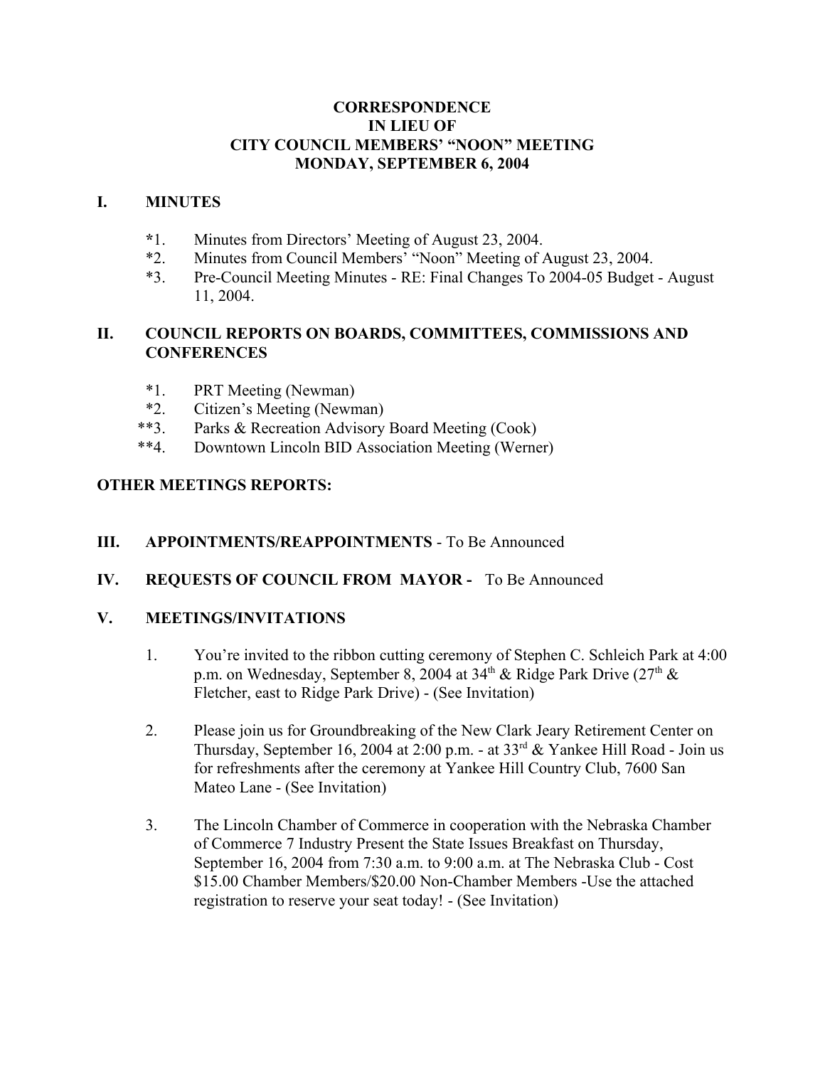**CORRESPONDENCE**
**IN LIEU OF**
**CITY COUNCIL MEMBERS' "NOON" MEETING**
**MONDAY, SEPTEMBER 6, 2004**

## I. MINUTES

*1. Minutes from Directors' Meeting of August 23, 2004.
*2. Minutes from Council Members' "Noon" Meeting of August 23, 2004.
*3. Pre-Council Meeting Minutes - RE: Final Changes To 2004-05 Budget - August 11, 2004.

## II. COUNCIL REPORTS ON BOARDS, COMMITTEES, COMMISSIONS AND CONFERENCES

*1. PRT Meeting (Newman)
*2. Citizen's Meeting (Newman)
**3. Parks & Recreation Advisory Board Meeting (Cook)
**4. Downtown Lincoln BID Association Meeting (Werner)

## OTHER MEETINGS REPORTS:

## III. APPOINTMENTS/REAPPOINTMENTS - To Be Announced

## IV. REQUESTS OF COUNCIL FROM MAYOR - To Be Announced

## V. MEETINGS/INVITATIONS

1. You're invited to the ribbon cutting ceremony of Stephen C. Schleich Park at 4:00 p.m. on Wednesday, September 8, 2004 at 34th & Ridge Park Drive (27th & Fletcher, east to Ridge Park Drive) - (See Invitation)

2. Please join us for Groundbreaking of the New Clark Jeary Retirement Center on Thursday, September 16, 2004 at 2:00 p.m. - at 33rd & Yankee Hill Road - Join us for refreshments after the ceremony at Yankee Hill Country Club, 7600 San Mateo Lane - (See Invitation)

3. The Lincoln Chamber of Commerce in cooperation with the Nebraska Chamber of Commerce 7 Industry Present the State Issues Breakfast on Thursday, September 16, 2004 from 7:30 a.m. to 9:00 a.m. at The Nebraska Club - Cost $15.00 Chamber Members/$20.00 Non-Chamber Members -Use the attached registration to reserve your seat today! - (See Invitation)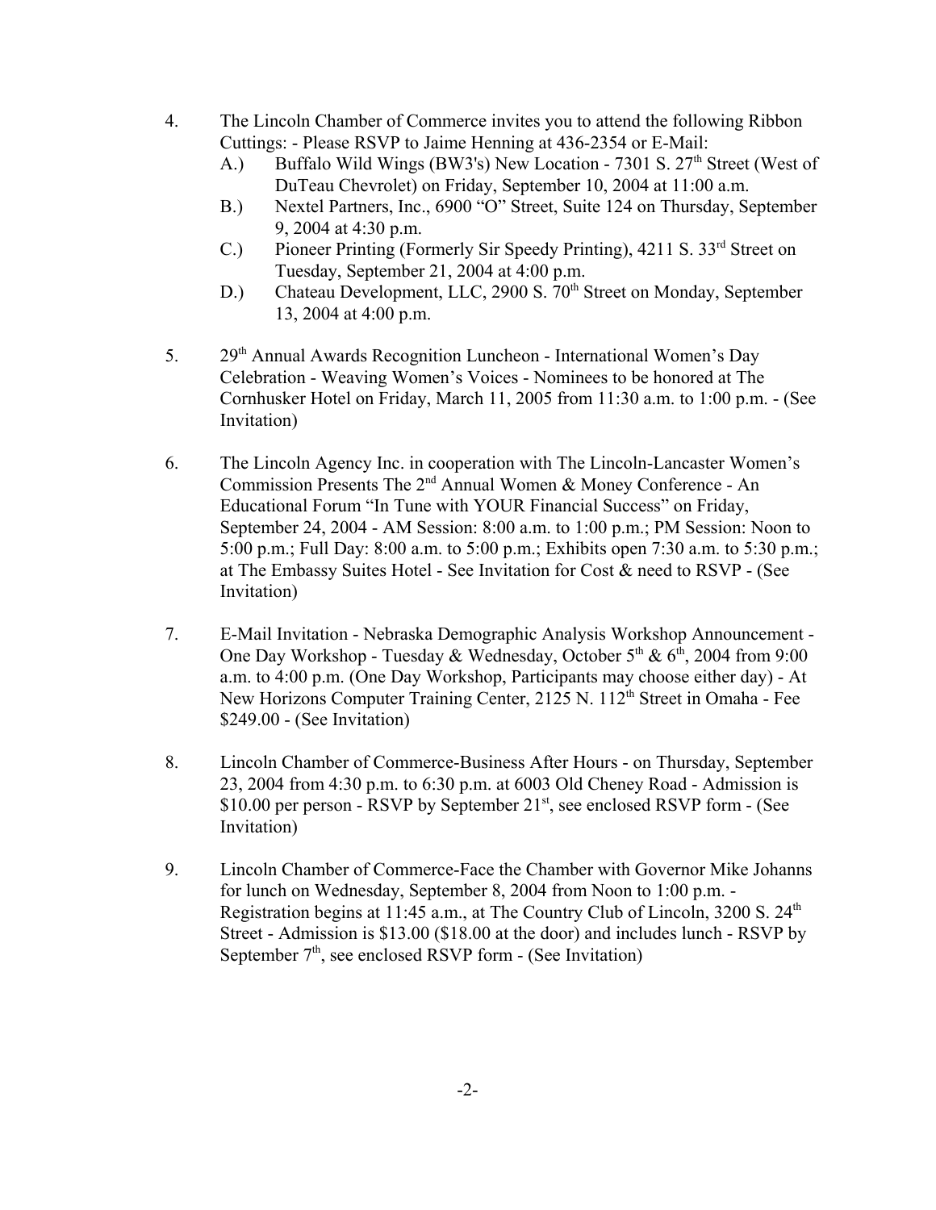4. The Lincoln Chamber of Commerce invites you to attend the following Ribbon Cuttings: - Please RSVP to Jaime Henning at 436-2354 or E-Mail:
   - A.) Buffalo Wild Wings (BW3's) New Location - 7301 S. 27th Street (West of DuTeau Chevrolet) on Friday, September 10, 2004 at 11:00 a.m.
   - B.) Nextel Partners, Inc., 6900 "O" Street, Suite 124 on Thursday, September 9, 2004 at 4:30 p.m.
   - C.) Pioneer Printing (Formerly Sir Speedy Printing), 4211 S. 33rd Street on Tuesday, September 21, 2004 at 4:00 p.m.
   - D.) Chateau Development, LLC, 2900 S. 70th Street on Monday, September 13, 2004 at 4:00 p.m.

5. 29th Annual Awards Recognition Luncheon - International Women's Day Celebration - Weaving Women's Voices - Nominees to be honored at The Cornhusker Hotel on Friday, March 11, 2005 from 11:30 a.m. to 1:00 p.m. - (See Invitation)

6. The Lincoln Agency Inc. in cooperation with The Lincoln-Lancaster Women's Commission Presents The 2nd Annual Women & Money Conference - An Educational Forum "In Tune with YOUR Financial Success" on Friday, September 24, 2004 - AM Session: 8:00 a.m. to 1:00 p.m.; PM Session: Noon to 5:00 p.m.; Full Day: 8:00 a.m. to 5:00 p.m.; Exhibits open 7:30 a.m. to 5:30 p.m.; at The Embassy Suites Hotel - See Invitation for Cost & need to RSVP - (See Invitation)

7. E-Mail Invitation - Nebraska Demographic Analysis Workshop Announcement - One Day Workshop - Tuesday & Wednesday, October 5th & 6th, 2004 from 9:00 a.m. to 4:00 p.m. (One Day Workshop, Participants may choose either day) - At New Horizons Computer Training Center, 2125 N. 112th Street in Omaha - Fee $249.00 - (See Invitation)

8. Lincoln Chamber of Commerce-Business After Hours - on Thursday, September 23, 2004 from 4:30 p.m. to 6:30 p.m. at 6003 Old Cheney Road - Admission is $10.00 per person - RSVP by September 21st, see enclosed RSVP form - (See Invitation)

9. Lincoln Chamber of Commerce-Face the Chamber with Governor Mike Johanns for lunch on Wednesday, September 8, 2004 from Noon to 1:00 p.m. - Registration begins at 11:45 a.m., at The Country Club of Lincoln, 3200 S. 24th Street - Admission is $13.00 ($18.00 at the door) and includes lunch - RSVP by September 7th, see enclosed RSVP form - (See Invitation)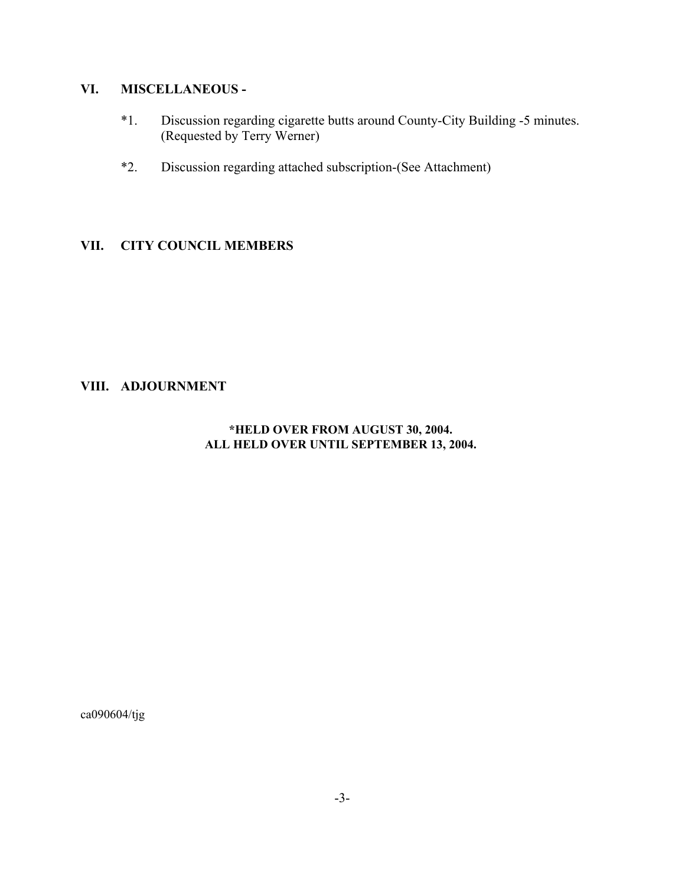## VI. MISCELLANEOUS -

*1. Discussion regarding cigarette butts around County-City Building -5 minutes. (Requested by Terry Werner)

*2. Discussion regarding attached subscription-(See Attachment)

## VII. CITY COUNCIL MEMBERS

## VIII. ADJOURNMENT

**\*HELD OVER FROM AUGUST 30, 2004.**
**ALL HELD OVER UNTIL SEPTEMBER 13, 2004.**

ca090604/tjg